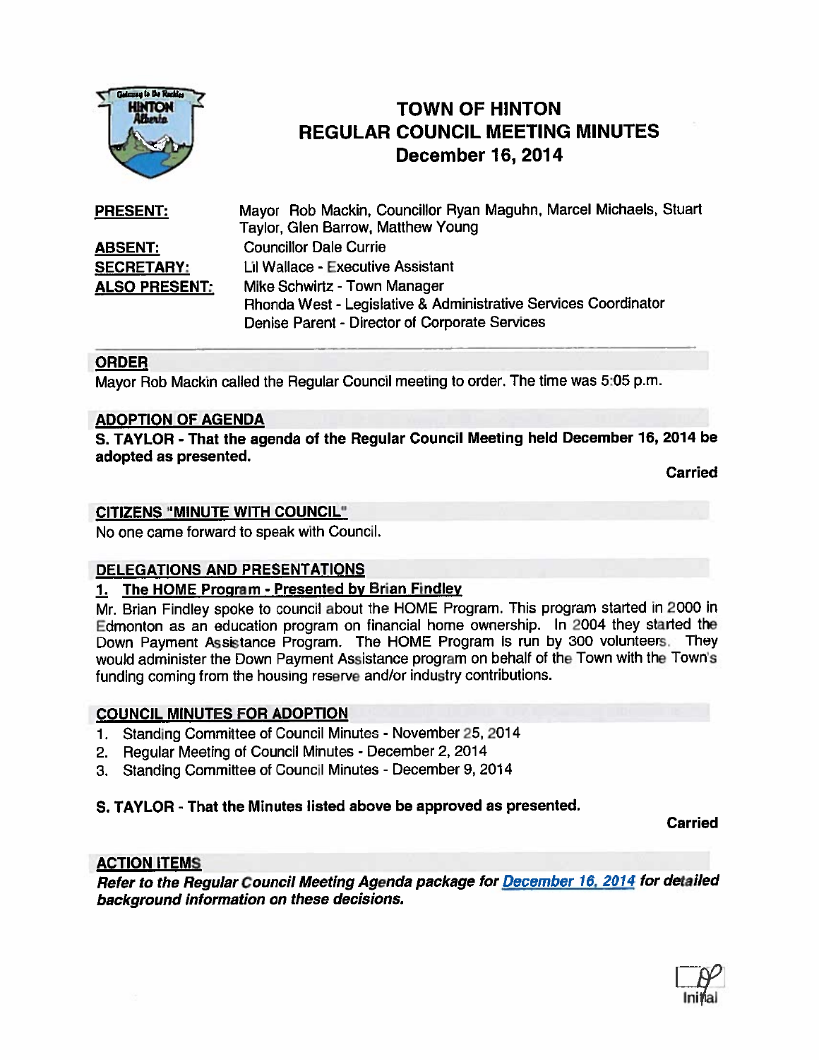# TOWN OF HINTON
# REGULAR COUNCIL MEETING MINUTES
# December 16, 2014

**PRESENT:** Mayor Rob Mackin, Councillor Ryan Maguhn, Marcel Michaels, Stuart Taylor, Glen Barrow, Matthew Young

**ABSENT:** Councillor Dale Currie

**SECRETARY:** Lil Wallace - Executive Assistant

**ALSO PRESENT:** Mike Schwirtz - Town Manager
Rhonda West - Legislative & Administrative Services Coordinator
Denise Parent - Director of Corporate Services

## ORDER

Mayor Rob Mackin called the Regular Council meeting to order. The time was 5:05 p.m.

## ADOPTION OF AGENDA

**S. TAYLOR - That the agenda of the Regular Council Meeting held December 16, 2014 be adopted as presented.**

**Carried**

## CITIZENS "MINUTE WITH COUNCIL"

No one came forward to speak with Council.

## DELEGATIONS AND PRESENTATIONS

### 1. The HOME Program - Presented by Brian Findley

Mr. Brian Findley spoke to council about the HOME Program. This program started in 2000 in Edmonton as an education program on financial home ownership. In 2004 they started the Down Payment Assistance Program. The HOME Program is run by 300 volunteers. They would administer the Down Payment Assistance program on behalf of the Town with the Town's funding coming from the housing reserve and/or industry contributions.

## COUNCIL MINUTES FOR ADOPTION

1. Standing Committee of Council Minutes - November 25, 2014
2. Regular Meeting of Council Minutes - December 2, 2014
3. Standing Committee of Council Minutes - December 9, 2014

**S. TAYLOR - That the Minutes listed above be approved as presented.**

**Carried**

## ACTION ITEMS

***Refer to the Regular Council Meeting Agenda package for December 16, 2014 for detailed background information on these decisions.***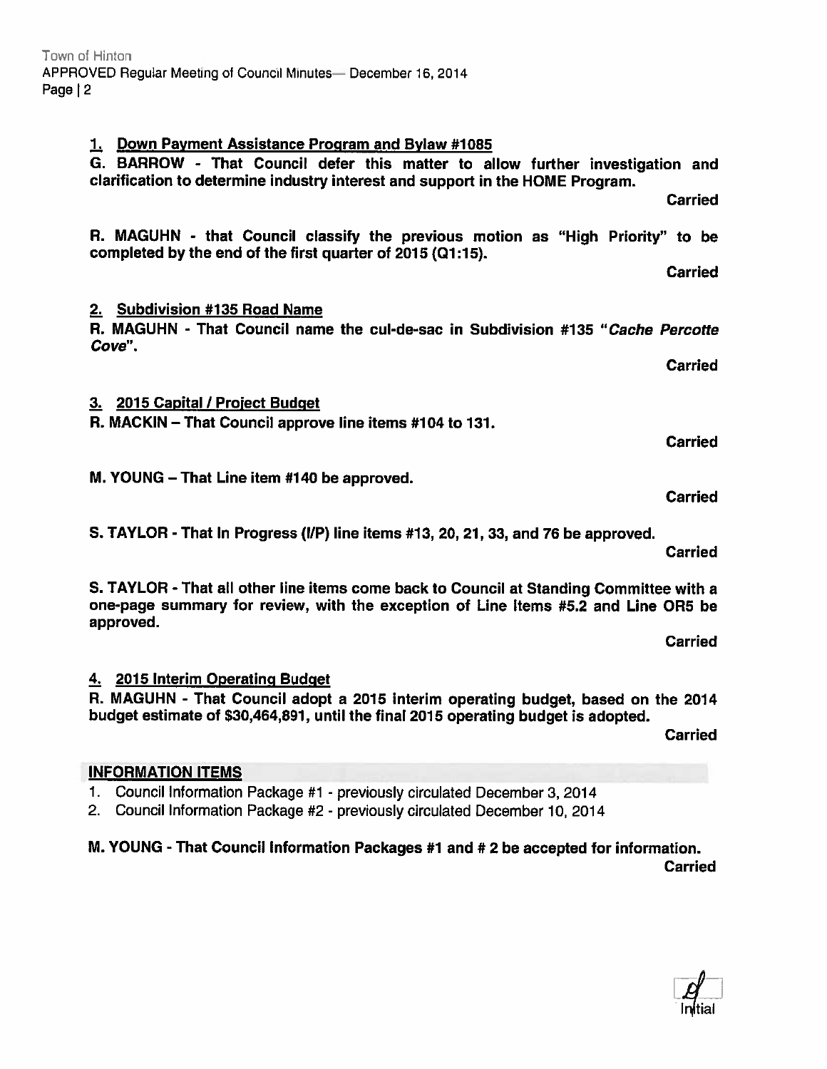1. **Down Payment Assistance Program and Bylaw #1085**

**G. BARROW - That Council defer this matter to allow further investigation and clarification to determine industry interest and support in the HOME Program.**

**Carried**

**R. MAGUHN - that Council classify the previous motion as "High Priority" to be completed by the end of the first quarter of 2015 (Q1:15).**

**Carried**

2. **Subdivision #135 Road Name**

**R. MAGUHN - That Council name the cul-de-sac in Subdivision #135 "*Cache Percotte Cove*".**

**Carried**

3. **2015 Capital / Project Budget**

**R. MACKIN – That Council approve line items #104 to 131.**

**Carried**

**M. YOUNG – That Line item #140 be approved.**

**Carried**

**S. TAYLOR - That In Progress (I/P) line items #13, 20, 21, 33, and 76 be approved.**

**Carried**

**S. TAYLOR - That all other line items come back to Council at Standing Committee with a one-page summary for review, with the exception of Line Items #5.2 and Line OR5 be approved.**

**Carried**

4. **2015 Interim Operating Budget**

**R. MAGUHN - That Council adopt a 2015 interim operating budget, based on the 2014 budget estimate of $30,464,891, until the final 2015 operating budget is adopted.**

**Carried**

## INFORMATION ITEMS

1. Council Information Package #1 - previously circulated December 3, 2014
2. Council Information Package #2 - previously circulated December 10, 2014

**M. YOUNG - That Council Information Packages #1 and # 2 be accepted for information.**

**Carried**

Initial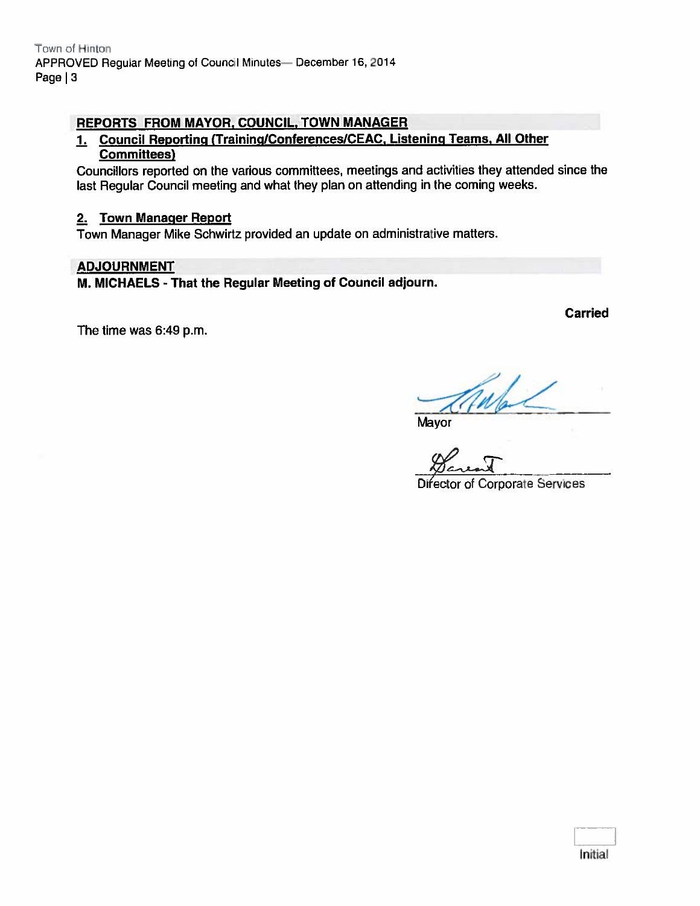## REPORTS FROM MAYOR, COUNCIL, TOWN MANAGER

### 1. Council Reporting (Training/Conferences/CEAC, Listening Teams, All Other Committees)

Councillors reported on the various committees, meetings and activities they attended since the last Regular Council meeting and what they plan on attending in the coming weeks.

### 2. Town Manager Report

Town Manager Mike Schwirtz provided an update on administrative matters.

## ADJOURNMENT

**M. MICHAELS - That the Regular Meeting of Council adjourn.**

**Carried**

The time was 6:49 p.m.

Mayor

Director of Corporate Services

Initial